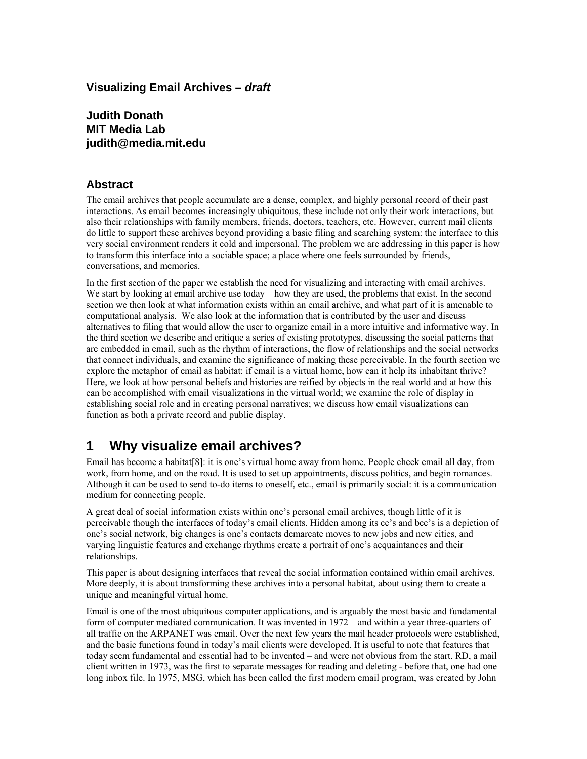# Visualizing Email Archives – *draft*

**Judith Donath**
**MIT Media Lab**
**judith@media.mit.edu**

## Abstract

The email archives that people accumulate are a dense, complex, and highly personal record of their past interactions. As email becomes increasingly ubiquitous, these include not only their work interactions, but also their relationships with family members, friends, doctors, teachers, etc. However, current mail clients do little to support these archives beyond providing a basic filing and searching system: the interface to this very social environment renders it cold and impersonal. The problem we are addressing in this paper is how to transform this interface into a sociable space; a place where one feels surrounded by friends, conversations, and memories.

In the first section of the paper we establish the need for visualizing and interacting with email archives. We start by looking at email archive use today – how they are used, the problems that exist. In the second section we then look at what information exists within an email archive, and what part of it is amenable to computational analysis. We also look at the information that is contributed by the user and discuss alternatives to filing that would allow the user to organize email in a more intuitive and informative way. In the third section we describe and critique a series of existing prototypes, discussing the social patterns that are embedded in email, such as the rhythm of interactions, the flow of relationships and the social networks that connect individuals, and examine the significance of making these perceivable. In the fourth section we explore the metaphor of email as habitat: if email is a virtual home, how can it help its inhabitant thrive? Here, we look at how personal beliefs and histories are reified by objects in the real world and at how this can be accomplished with email visualizations in the virtual world; we examine the role of display in establishing social role and in creating personal narratives; we discuss how email visualizations can function as both a private record and public display.

## 1 Why visualize email archives?

Email has become a habitat[8]: it is one's virtual home away from home. People check email all day, from work, from home, and on the road. It is used to set up appointments, discuss politics, and begin romances. Although it can be used to send to-do items to oneself, etc., email is primarily social: it is a communication medium for connecting people.

A great deal of social information exists within one's personal email archives, though little of it is perceivable though the interfaces of today's email clients. Hidden among its cc's and bcc's is a depiction of one's social network, big changes is one's contacts demarcate moves to new jobs and new cities, and varying linguistic features and exchange rhythms create a portrait of one's acquaintances and their relationships.

This paper is about designing interfaces that reveal the social information contained within email archives. More deeply, it is about transforming these archives into a personal habitat, about using them to create a unique and meaningful virtual home.

Email is one of the most ubiquitous computer applications, and is arguably the most basic and fundamental form of computer mediated communication. It was invented in 1972 – and within a year three-quarters of all traffic on the ARPANET was email. Over the next few years the mail header protocols were established, and the basic functions found in today's mail clients were developed. It is useful to note that features that today seem fundamental and essential had to be invented – and were not obvious from the start. RD, a mail client written in 1973, was the first to separate messages for reading and deleting - before that, one had one long inbox file. In 1975, MSG, which has been called the first modern email program, was created by John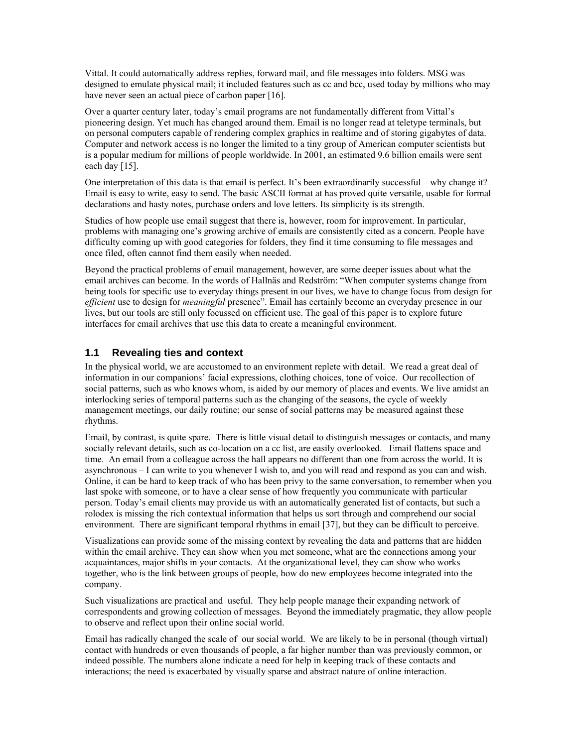Vittal. It could automatically address replies, forward mail, and file messages into folders. MSG was designed to emulate physical mail; it included features such as cc and bcc, used today by millions who may have never seen an actual piece of carbon paper [16].

Over a quarter century later, today's email programs are not fundamentally different from Vittal's pioneering design. Yet much has changed around them. Email is no longer read at teletype terminals, but on personal computers capable of rendering complex graphics in realtime and of storing gigabytes of data. Computer and network access is no longer the limited to a tiny group of American computer scientists but is a popular medium for millions of people worldwide. In 2001, an estimated 9.6 billion emails were sent each day [15].

One interpretation of this data is that email is perfect. It's been extraordinarily successful – why change it? Email is easy to write, easy to send. The basic ASCII format at has proved quite versatile, usable for formal declarations and hasty notes, purchase orders and love letters. Its simplicity is its strength.

Studies of how people use email suggest that there is, however, room for improvement. In particular, problems with managing one's growing archive of emails are consistently cited as a concern. People have difficulty coming up with good categories for folders, they find it time consuming to file messages and once filed, often cannot find them easily when needed.

Beyond the practical problems of email management, however, are some deeper issues about what the email archives can become. In the words of Hallnäs and Redström: "When computer systems change from being tools for specific use to everyday things present in our lives, we have to change focus from design for *efficient* use to design for *meaningful* presence". Email has certainly become an everyday presence in our lives, but our tools are still only focussed on efficient use. The goal of this paper is to explore future interfaces for email archives that use this data to create a meaningful environment.

## 1.1 Revealing ties and context

In the physical world, we are accustomed to an environment replete with detail. We read a great deal of information in our companions' facial expressions, clothing choices, tone of voice. Our recollection of social patterns, such as who knows whom, is aided by our memory of places and events. We live amidst an interlocking series of temporal patterns such as the changing of the seasons, the cycle of weekly management meetings, our daily routine; our sense of social patterns may be measured against these rhythms.

Email, by contrast, is quite spare. There is little visual detail to distinguish messages or contacts, and many socially relevant details, such as co-location on a cc list, are easily overlooked. Email flattens space and time. An email from a colleague across the hall appears no different than one from across the world. It is asynchronous – I can write to you whenever I wish to, and you will read and respond as you can and wish. Online, it can be hard to keep track of who has been privy to the same conversation, to remember when you last spoke with someone, or to have a clear sense of how frequently you communicate with particular person. Today's email clients may provide us with an automatically generated list of contacts, but such a rolodex is missing the rich contextual information that helps us sort through and comprehend our social environment. There are significant temporal rhythms in email [37], but they can be difficult to perceive.

Visualizations can provide some of the missing context by revealing the data and patterns that are hidden within the email archive. They can show when you met someone, what are the connections among your acquaintances, major shifts in your contacts. At the organizational level, they can show who works together, who is the link between groups of people, how do new employees become integrated into the company.

Such visualizations are practical and useful. They help people manage their expanding network of correspondents and growing collection of messages. Beyond the immediately pragmatic, they allow people to observe and reflect upon their online social world.

Email has radically changed the scale of our social world. We are likely to be in personal (though virtual) contact with hundreds or even thousands of people, a far higher number than was previously common, or indeed possible. The numbers alone indicate a need for help in keeping track of these contacts and interactions; the need is exacerbated by visually sparse and abstract nature of online interaction.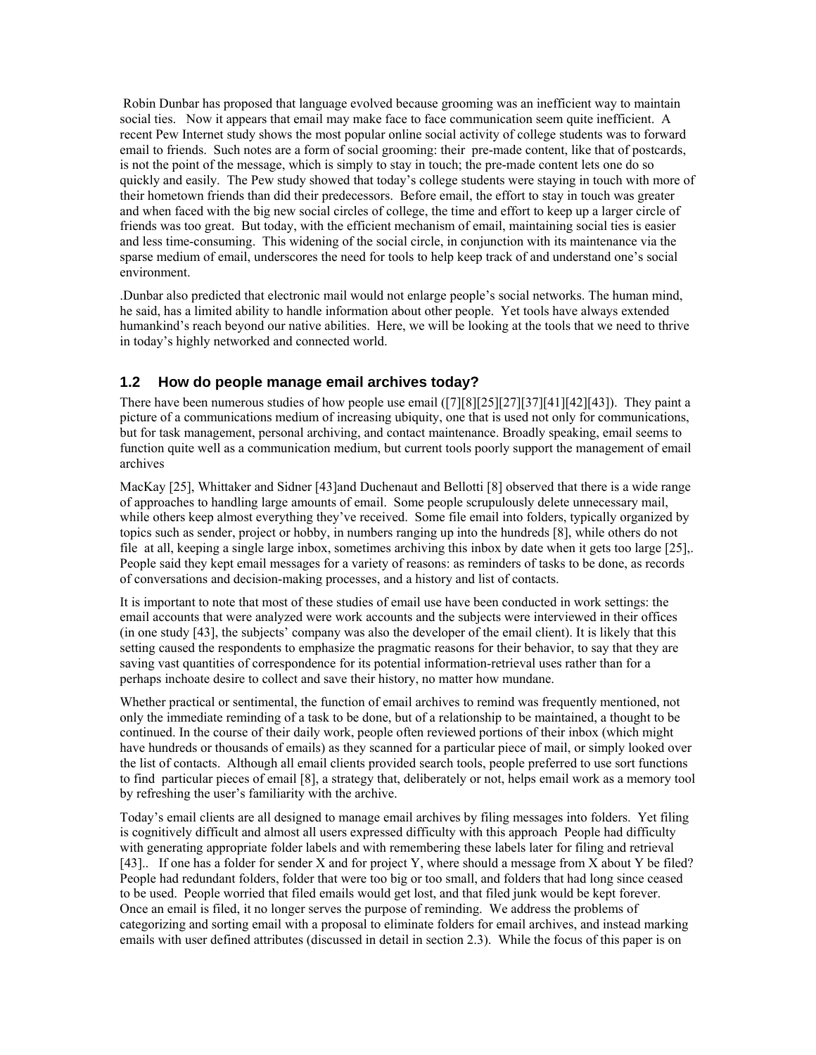Robin Dunbar has proposed that language evolved because grooming was an inefficient way to maintain social ties. Now it appears that email may make face to face communication seem quite inefficient. A recent Pew Internet study shows the most popular online social activity of college students was to forward email to friends. Such notes are a form of social grooming: their pre-made content, like that of postcards, is not the point of the message, which is simply to stay in touch; the pre-made content lets one do so quickly and easily. The Pew study showed that today's college students were staying in touch with more of their hometown friends than did their predecessors. Before email, the effort to stay in touch was greater and when faced with the big new social circles of college, the time and effort to keep up a larger circle of friends was too great. But today, with the efficient mechanism of email, maintaining social ties is easier and less time-consuming. This widening of the social circle, in conjunction with its maintenance via the sparse medium of email, underscores the need for tools to help keep track of and understand one's social environment.

.Dunbar also predicted that electronic mail would not enlarge people's social networks. The human mind, he said, has a limited ability to handle information about other people. Yet tools have always extended humankind's reach beyond our native abilities. Here, we will be looking at the tools that we need to thrive in today's highly networked and connected world.

### 1.2 How do people manage email archives today?

There have been numerous studies of how people use email ([7][8][25][27][37][41][42][43]). They paint a picture of a communications medium of increasing ubiquity, one that is used not only for communications, but for task management, personal archiving, and contact maintenance. Broadly speaking, email seems to function quite well as a communication medium, but current tools poorly support the management of email archives

MacKay [25], Whittaker and Sidner [43]and Duchenaut and Bellotti [8] observed that there is a wide range of approaches to handling large amounts of email. Some people scrupulously delete unnecessary mail, while others keep almost everything they've received. Some file email into folders, typically organized by topics such as sender, project or hobby, in numbers ranging up into the hundreds [8], while others do not file at all, keeping a single large inbox, sometimes archiving this inbox by date when it gets too large [25],. People said they kept email messages for a variety of reasons: as reminders of tasks to be done, as records of conversations and decision-making processes, and a history and list of contacts.

It is important to note that most of these studies of email use have been conducted in work settings: the email accounts that were analyzed were work accounts and the subjects were interviewed in their offices (in one study [43], the subjects' company was also the developer of the email client). It is likely that this setting caused the respondents to emphasize the pragmatic reasons for their behavior, to say that they are saving vast quantities of correspondence for its potential information-retrieval uses rather than for a perhaps inchoate desire to collect and save their history, no matter how mundane.

Whether practical or sentimental, the function of email archives to remind was frequently mentioned, not only the immediate reminding of a task to be done, but of a relationship to be maintained, a thought to be continued. In the course of their daily work, people often reviewed portions of their inbox (which might have hundreds or thousands of emails) as they scanned for a particular piece of mail, or simply looked over the list of contacts. Although all email clients provided search tools, people preferred to use sort functions to find particular pieces of email [8], a strategy that, deliberately or not, helps email work as a memory tool by refreshing the user's familiarity with the archive.

Today's email clients are all designed to manage email archives by filing messages into folders. Yet filing is cognitively difficult and almost all users expressed difficulty with this approach People had difficulty with generating appropriate folder labels and with remembering these labels later for filing and retrieval [43].. If one has a folder for sender X and for project Y, where should a message from X about Y be filed? People had redundant folders, folder that were too big or too small, and folders that had long since ceased to be used. People worried that filed emails would get lost, and that filed junk would be kept forever. Once an email is filed, it no longer serves the purpose of reminding. We address the problems of categorizing and sorting email with a proposal to eliminate folders for email archives, and instead marking emails with user defined attributes (discussed in detail in section 2.3). While the focus of this paper is on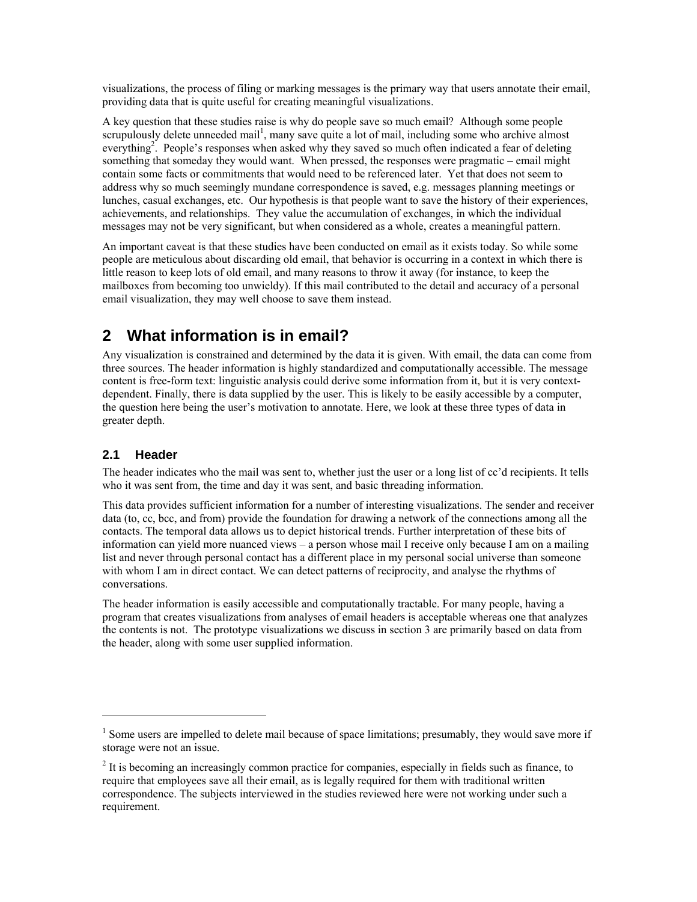visualizations, the process of filing or marking messages is the primary way that users annotate their email, providing data that is quite useful for creating meaningful visualizations.

A key question that these studies raise is why do people save so much email? Although some people scrupulously delete unneeded mail[1], many save quite a lot of mail, including some who archive almost everything[2]. People's responses when asked why they saved so much often indicated a fear of deleting something that someday they would want. When pressed, the responses were pragmatic – email might contain some facts or commitments that would need to be referenced later. Yet that does not seem to address why so much seemingly mundane correspondence is saved, e.g. messages planning meetings or lunches, casual exchanges, etc. Our hypothesis is that people want to save the history of their experiences, achievements, and relationships. They value the accumulation of exchanges, in which the individual messages may not be very significant, but when considered as a whole, creates a meaningful pattern.

An important caveat is that these studies have been conducted on email as it exists today. So while some people are meticulous about discarding old email, that behavior is occurring in a context in which there is little reason to keep lots of old email, and many reasons to throw it away (for instance, to keep the mailboxes from becoming too unwieldy). If this mail contributed to the detail and accuracy of a personal email visualization, they may well choose to save them instead.

# 2 What information is in email?

Any visualization is constrained and determined by the data it is given. With email, the data can come from three sources. The header information is highly standardized and computationally accessible. The message content is free-form text: linguistic analysis could derive some information from it, but it is very context-dependent. Finally, there is data supplied by the user. This is likely to be easily accessible by a computer, the question here being the user's motivation to annotate. Here, we look at these three types of data in greater depth.

## 2.1 Header

The header indicates who the mail was sent to, whether just the user or a long list of cc'd recipients. It tells who it was sent from, the time and day it was sent, and basic threading information.

This data provides sufficient information for a number of interesting visualizations. The sender and receiver data (to, cc, bcc, and from) provide the foundation for drawing a network of the connections among all the contacts. The temporal data allows us to depict historical trends. Further interpretation of these bits of information can yield more nuanced views – a person whose mail I receive only because I am on a mailing list and never through personal contact has a different place in my personal social universe than someone with whom I am in direct contact. We can detect patterns of reciprocity, and analyse the rhythms of conversations.

The header information is easily accessible and computationally tractable. For many people, having a program that creates visualizations from analyses of email headers is acceptable whereas one that analyzes the contents is not. The prototype visualizations we discuss in section 3 are primarily based on data from the header, along with some user supplied information.

---

[1] Some users are impelled to delete mail because of space limitations; presumably, they would save more if storage were not an issue.

[2] It is becoming an increasingly common practice for companies, especially in fields such as finance, to require that employees save all their email, as is legally required for them with traditional written correspondence. The subjects interviewed in the studies reviewed here were not working under such a requirement.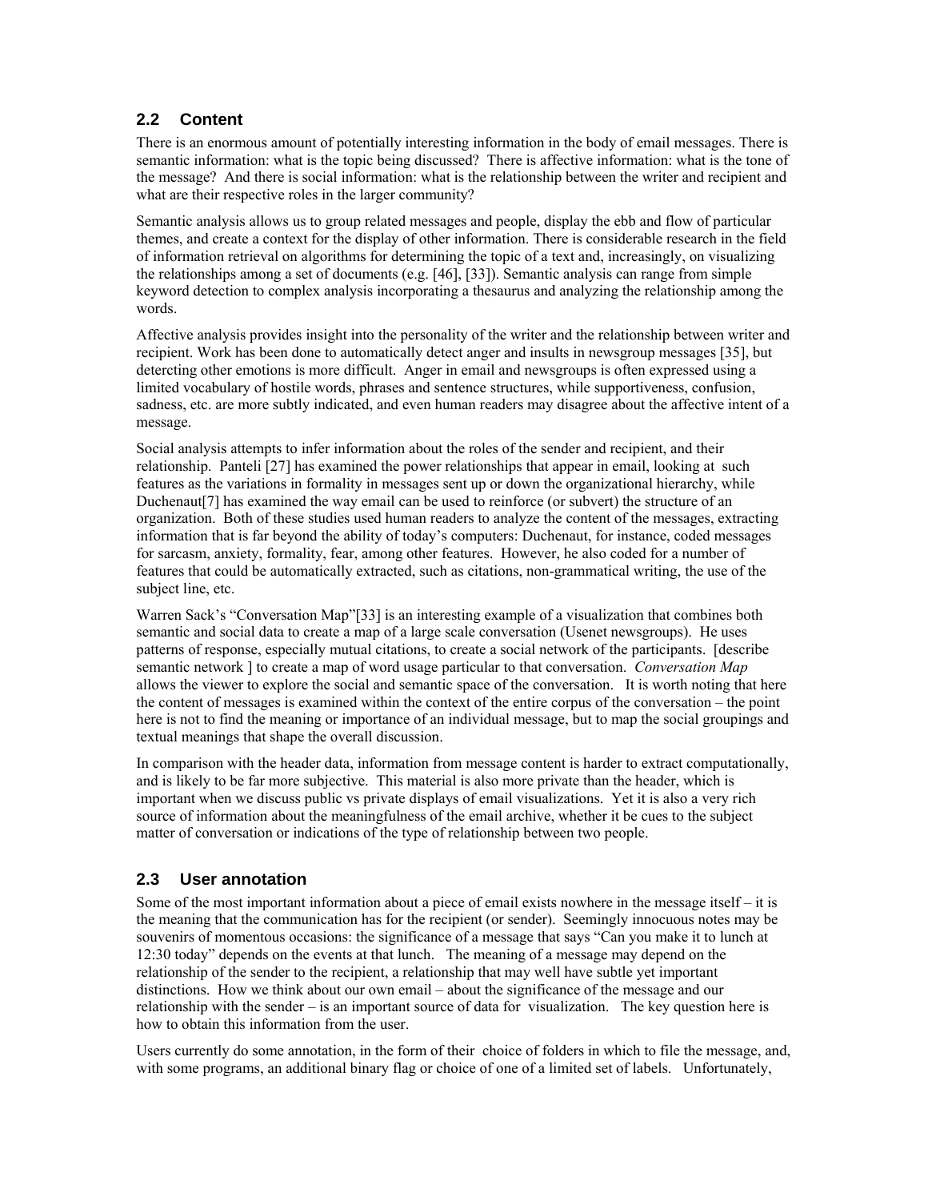## 2.2 Content

There is an enormous amount of potentially interesting information in the body of email messages. There is semantic information: what is the topic being discussed? There is affective information: what is the tone of the message? And there is social information: what is the relationship between the writer and recipient and what are their respective roles in the larger community?

Semantic analysis allows us to group related messages and people, display the ebb and flow of particular themes, and create a context for the display of other information. There is considerable research in the field of information retrieval on algorithms for determining the topic of a text and, increasingly, on visualizing the relationships among a set of documents (e.g. [46], [33]). Semantic analysis can range from simple keyword detection to complex analysis incorporating a thesaurus and analyzing the relationship among the words.

Affective analysis provides insight into the personality of the writer and the relationship between writer and recipient. Work has been done to automatically detect anger and insults in newsgroup messages [35], but detercting other emotions is more difficult. Anger in email and newsgroups is often expressed using a limited vocabulary of hostile words, phrases and sentence structures, while supportiveness, confusion, sadness, etc. are more subtly indicated, and even human readers may disagree about the affective intent of a message.

Social analysis attempts to infer information about the roles of the sender and recipient, and their relationship. Panteli [27] has examined the power relationships that appear in email, looking at such features as the variations in formality in messages sent up or down the organizational hierarchy, while Duchenaut[7] has examined the way email can be used to reinforce (or subvert) the structure of an organization. Both of these studies used human readers to analyze the content of the messages, extracting information that is far beyond the ability of today's computers: Duchenaut, for instance, coded messages for sarcasm, anxiety, formality, fear, among other features. However, he also coded for a number of features that could be automatically extracted, such as citations, non-grammatical writing, the use of the subject line, etc.

Warren Sack's "Conversation Map"[33] is an interesting example of a visualization that combines both semantic and social data to create a map of a large scale conversation (Usenet newsgroups). He uses patterns of response, especially mutual citations, to create a social network of the participants. [describe semantic network ] to create a map of word usage particular to that conversation. *Conversation Map* allows the viewer to explore the social and semantic space of the conversation. It is worth noting that here the content of messages is examined within the context of the entire corpus of the conversation – the point here is not to find the meaning or importance of an individual message, but to map the social groupings and textual meanings that shape the overall discussion.

In comparison with the header data, information from message content is harder to extract computationally, and is likely to be far more subjective. This material is also more private than the header, which is important when we discuss public vs private displays of email visualizations. Yet it is also a very rich source of information about the meaningfulness of the email archive, whether it be cues to the subject matter of conversation or indications of the type of relationship between two people.

## 2.3 User annotation

Some of the most important information about a piece of email exists nowhere in the message itself – it is the meaning that the communication has for the recipient (or sender). Seemingly innocuous notes may be souvenirs of momentous occasions: the significance of a message that says "Can you make it to lunch at 12:30 today" depends on the events at that lunch. The meaning of a message may depend on the relationship of the sender to the recipient, a relationship that may well have subtle yet important distinctions. How we think about our own email – about the significance of the message and our relationship with the sender – is an important source of data for visualization. The key question here is how to obtain this information from the user.

Users currently do some annotation, in the form of their choice of folders in which to file the message, and, with some programs, an additional binary flag or choice of one of a limited set of labels. Unfortunately,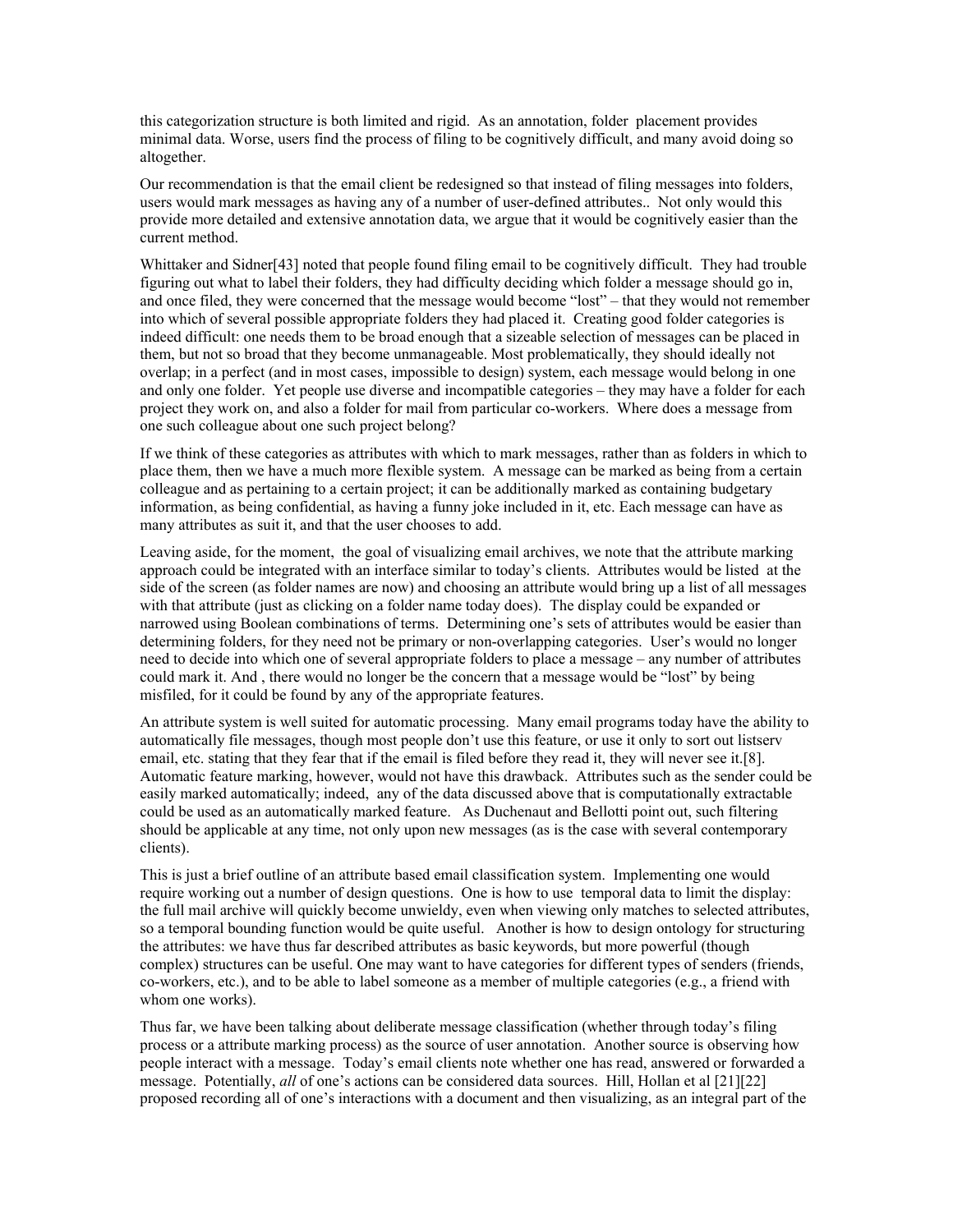this categorization structure is both limited and rigid. As an annotation, folder placement provides minimal data. Worse, users find the process of filing to be cognitively difficult, and many avoid doing so altogether.

Our recommendation is that the email client be redesigned so that instead of filing messages into folders, users would mark messages as having any of a number of user-defined attributes.. Not only would this provide more detailed and extensive annotation data, we argue that it would be cognitively easier than the current method.

Whittaker and Sidner[43] noted that people found filing email to be cognitively difficult. They had trouble figuring out what to label their folders, they had difficulty deciding which folder a message should go in, and once filed, they were concerned that the message would become "lost" – that they would not remember into which of several possible appropriate folders they had placed it. Creating good folder categories is indeed difficult: one needs them to be broad enough that a sizeable selection of messages can be placed in them, but not so broad that they become unmanageable. Most problematically, they should ideally not overlap; in a perfect (and in most cases, impossible to design) system, each message would belong in one and only one folder. Yet people use diverse and incompatible categories – they may have a folder for each project they work on, and also a folder for mail from particular co-workers. Where does a message from one such colleague about one such project belong?

If we think of these categories as attributes with which to mark messages, rather than as folders in which to place them, then we have a much more flexible system. A message can be marked as being from a certain colleague and as pertaining to a certain project; it can be additionally marked as containing budgetary information, as being confidential, as having a funny joke included in it, etc. Each message can have as many attributes as suit it, and that the user chooses to add.

Leaving aside, for the moment, the goal of visualizing email archives, we note that the attribute marking approach could be integrated with an interface similar to today's clients. Attributes would be listed at the side of the screen (as folder names are now) and choosing an attribute would bring up a list of all messages with that attribute (just as clicking on a folder name today does). The display could be expanded or narrowed using Boolean combinations of terms. Determining one's sets of attributes would be easier than determining folders, for they need not be primary or non-overlapping categories. User's would no longer need to decide into which one of several appropriate folders to place a message – any number of attributes could mark it. And , there would no longer be the concern that a message would be "lost" by being misfiled, for it could be found by any of the appropriate features.

An attribute system is well suited for automatic processing. Many email programs today have the ability to automatically file messages, though most people don't use this feature, or use it only to sort out listserv email, etc. stating that they fear that if the email is filed before they read it, they will never see it.[8]. Automatic feature marking, however, would not have this drawback. Attributes such as the sender could be easily marked automatically; indeed, any of the data discussed above that is computationally extractable could be used as an automatically marked feature. As Duchenaut and Bellotti point out, such filtering should be applicable at any time, not only upon new messages (as is the case with several contemporary clients).

This is just a brief outline of an attribute based email classification system. Implementing one would require working out a number of design questions. One is how to use temporal data to limit the display: the full mail archive will quickly become unwieldy, even when viewing only matches to selected attributes, so a temporal bounding function would be quite useful. Another is how to design ontology for structuring the attributes: we have thus far described attributes as basic keywords, but more powerful (though complex) structures can be useful. One may want to have categories for different types of senders (friends, co-workers, etc.), and to be able to label someone as a member of multiple categories (e.g., a friend with whom one works).

Thus far, we have been talking about deliberate message classification (whether through today's filing process or a attribute marking process) as the source of user annotation. Another source is observing how people interact with a message. Today's email clients note whether one has read, answered or forwarded a message. Potentially, *all* of one's actions can be considered data sources. Hill, Hollan et al [21][22] proposed recording all of one's interactions with a document and then visualizing, as an integral part of the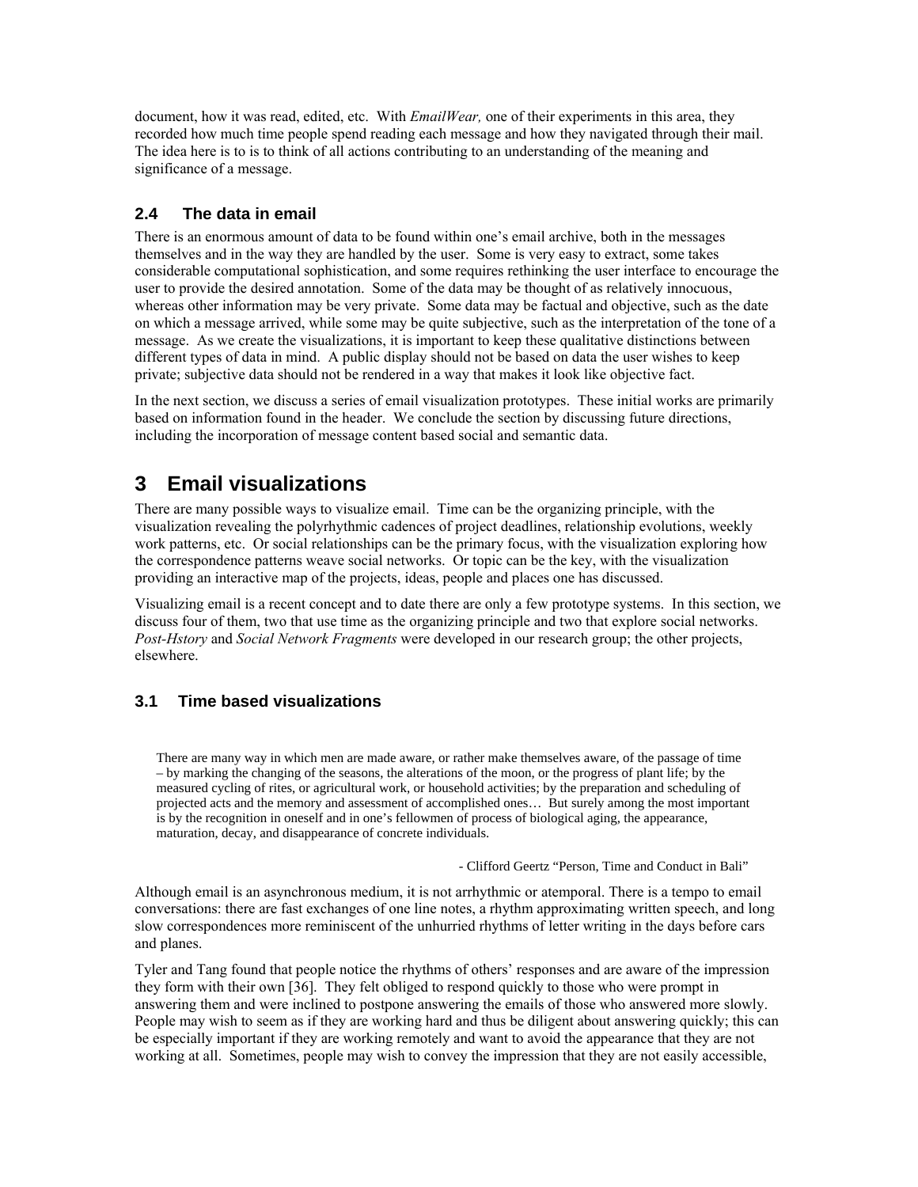document, how it was read, edited, etc. With *EmailWear,* one of their experiments in this area, they recorded how much time people spend reading each message and how they navigated through their mail. The idea here is to is to think of all actions contributing to an understanding of the meaning and significance of a message.

### 2.4 The data in email

There is an enormous amount of data to be found within one's email archive, both in the messages themselves and in the way they are handled by the user. Some is very easy to extract, some takes considerable computational sophistication, and some requires rethinking the user interface to encourage the user to provide the desired annotation. Some of the data may be thought of as relatively innocuous, whereas other information may be very private. Some data may be factual and objective, such as the date on which a message arrived, while some may be quite subjective, such as the interpretation of the tone of a message. As we create the visualizations, it is important to keep these qualitative distinctions between different types of data in mind. A public display should not be based on data the user wishes to keep private; subjective data should not be rendered in a way that makes it look like objective fact.

In the next section, we discuss a series of email visualization prototypes. These initial works are primarily based on information found in the header. We conclude the section by discussing future directions, including the incorporation of message content based social and semantic data.

## 3 Email visualizations

There are many possible ways to visualize email. Time can be the organizing principle, with the visualization revealing the polyrhythmic cadences of project deadlines, relationship evolutions, weekly work patterns, etc. Or social relationships can be the primary focus, with the visualization exploring how the correspondence patterns weave social networks. Or topic can be the key, with the visualization providing an interactive map of the projects, ideas, people and places one has discussed.

Visualizing email is a recent concept and to date there are only a few prototype systems. In this section, we discuss four of them, two that use time as the organizing principle and two that explore social networks. *Post-Hstory* and *Social Network Fragments* were developed in our research group; the other projects, elsewhere.

### 3.1 Time based visualizations

> There are many way in which men are made aware, or rather make themselves aware, of the passage of time – by marking the changing of the seasons, the alterations of the moon, or the progress of plant life; by the measured cycling of rites, or agricultural work, or household activities; by the preparation and scheduling of projected acts and the memory and assessment of accomplished ones… But surely among the most important is by the recognition in oneself and in one's fellowmen of process of biological aging, the appearance, maturation, decay, and disappearance of concrete individuals.
>
> - Clifford Geertz "Person, Time and Conduct in Bali"

Although email is an asynchronous medium, it is not arrhythmic or atemporal. There is a tempo to email conversations: there are fast exchanges of one line notes, a rhythm approximating written speech, and long slow correspondences more reminiscent of the unhurried rhythms of letter writing in the days before cars and planes.

Tyler and Tang found that people notice the rhythms of others' responses and are aware of the impression they form with their own [36]. They felt obliged to respond quickly to those who were prompt in answering them and were inclined to postpone answering the emails of those who answered more slowly. People may wish to seem as if they are working hard and thus be diligent about answering quickly; this can be especially important if they are working remotely and want to avoid the appearance that they are not working at all. Sometimes, people may wish to convey the impression that they are not easily accessible,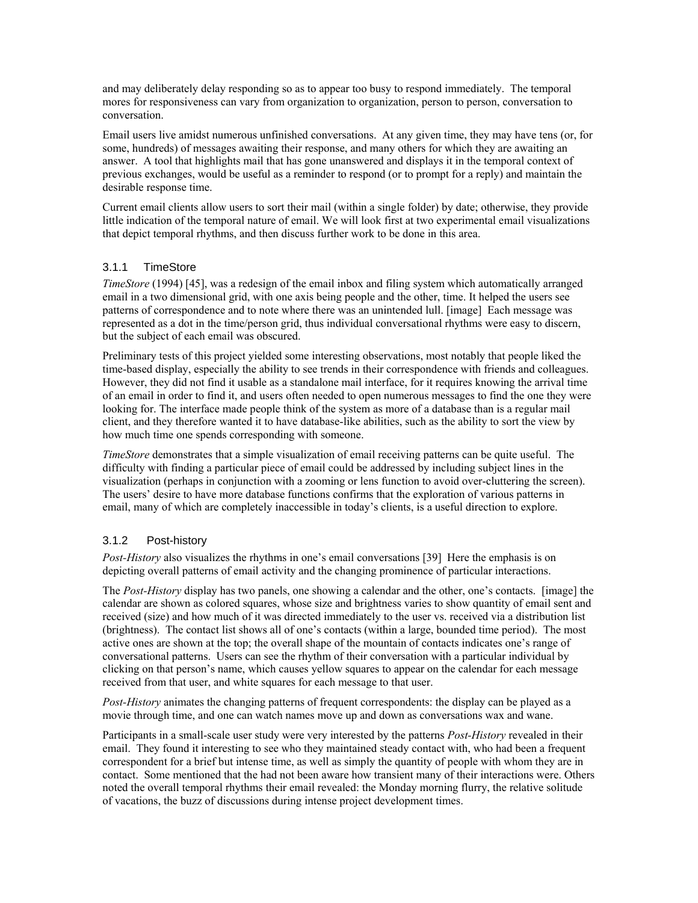and may deliberately delay responding so as to appear too busy to respond immediately. The temporal mores for responsiveness can vary from organization to organization, person to person, conversation to conversation.

Email users live amidst numerous unfinished conversations. At any given time, they may have tens (or, for some, hundreds) of messages awaiting their response, and many others for which they are awaiting an answer. A tool that highlights mail that has gone unanswered and displays it in the temporal context of previous exchanges, would be useful as a reminder to respond (or to prompt for a reply) and maintain the desirable response time.

Current email clients allow users to sort their mail (within a single folder) by date; otherwise, they provide little indication of the temporal nature of email. We will look first at two experimental email visualizations that depict temporal rhythms, and then discuss further work to be done in this area.

### 3.1.1 TimeStore

*TimeStore* (1994) [45], was a redesign of the email inbox and filing system which automatically arranged email in a two dimensional grid, with one axis being people and the other, time. It helped the users see patterns of correspondence and to note where there was an unintended lull. [image] Each message was represented as a dot in the time/person grid, thus individual conversational rhythms were easy to discern, but the subject of each email was obscured.

Preliminary tests of this project yielded some interesting observations, most notably that people liked the time-based display, especially the ability to see trends in their correspondence with friends and colleagues. However, they did not find it usable as a standalone mail interface, for it requires knowing the arrival time of an email in order to find it, and users often needed to open numerous messages to find the one they were looking for. The interface made people think of the system as more of a database than is a regular mail client, and they therefore wanted it to have database-like abilities, such as the ability to sort the view by how much time one spends corresponding with someone.

*TimeStore* demonstrates that a simple visualization of email receiving patterns can be quite useful. The difficulty with finding a particular piece of email could be addressed by including subject lines in the visualization (perhaps in conjunction with a zooming or lens function to avoid over-cluttering the screen). The users' desire to have more database functions confirms that the exploration of various patterns in email, many of which are completely inaccessible in today's clients, is a useful direction to explore.

### 3.1.2 Post-history

*Post-History* also visualizes the rhythms in one's email conversations [39] Here the emphasis is on depicting overall patterns of email activity and the changing prominence of particular interactions.

The *Post-History* display has two panels, one showing a calendar and the other, one's contacts. [image] the calendar are shown as colored squares, whose size and brightness varies to show quantity of email sent and received (size) and how much of it was directed immediately to the user vs. received via a distribution list (brightness). The contact list shows all of one's contacts (within a large, bounded time period). The most active ones are shown at the top; the overall shape of the mountain of contacts indicates one's range of conversational patterns. Users can see the rhythm of their conversation with a particular individual by clicking on that person's name, which causes yellow squares to appear on the calendar for each message received from that user, and white squares for each message to that user.

*Post-History* animates the changing patterns of frequent correspondents: the display can be played as a movie through time, and one can watch names move up and down as conversations wax and wane.

Participants in a small-scale user study were very interested by the patterns *Post-History* revealed in their email. They found it interesting to see who they maintained steady contact with, who had been a frequent correspondent for a brief but intense time, as well as simply the quantity of people with whom they are in contact. Some mentioned that the had not been aware how transient many of their interactions were. Others noted the overall temporal rhythms their email revealed: the Monday morning flurry, the relative solitude of vacations, the buzz of discussions during intense project development times.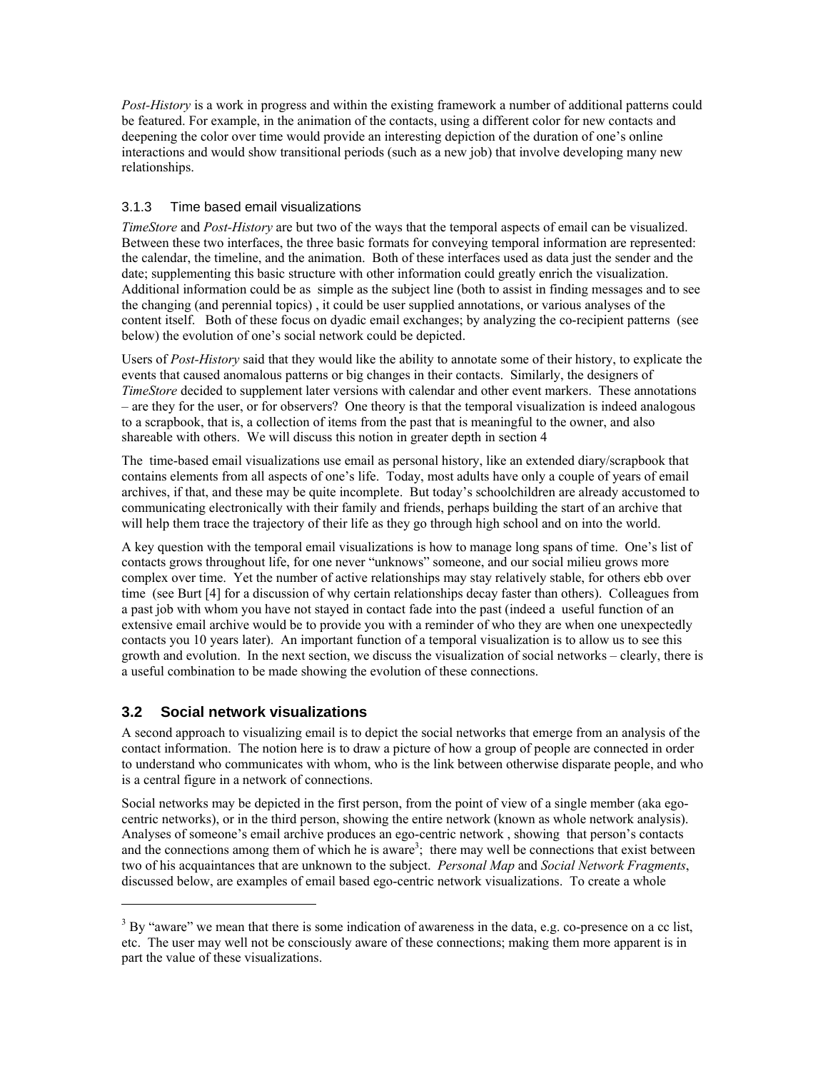*Post-History* is a work in progress and within the existing framework a number of additional patterns could be featured. For example, in the animation of the contacts, using a different color for new contacts and deepening the color over time would provide an interesting depiction of the duration of one's online interactions and would show transitional periods (such as a new job) that involve developing many new relationships.

### 3.1.3 Time based email visualizations

*TimeStore* and *Post-History* are but two of the ways that the temporal aspects of email can be visualized. Between these two interfaces, the three basic formats for conveying temporal information are represented: the calendar, the timeline, and the animation. Both of these interfaces used as data just the sender and the date; supplementing this basic structure with other information could greatly enrich the visualization. Additional information could be as simple as the subject line (both to assist in finding messages and to see the changing (and perennial topics) , it could be user supplied annotations, or various analyses of the content itself. Both of these focus on dyadic email exchanges; by analyzing the co-recipient patterns (see below) the evolution of one's social network could be depicted.

Users of *Post-History* said that they would like the ability to annotate some of their history, to explicate the events that caused anomalous patterns or big changes in their contacts. Similarly, the designers of *TimeStore* decided to supplement later versions with calendar and other event markers. These annotations – are they for the user, or for observers? One theory is that the temporal visualization is indeed analogous to a scrapbook, that is, a collection of items from the past that is meaningful to the owner, and also shareable with others. We will discuss this notion in greater depth in section 4

The time-based email visualizations use email as personal history, like an extended diary/scrapbook that contains elements from all aspects of one's life. Today, most adults have only a couple of years of email archives, if that, and these may be quite incomplete. But today's schoolchildren are already accustomed to communicating electronically with their family and friends, perhaps building the start of an archive that will help them trace the trajectory of their life as they go through high school and on into the world.

A key question with the temporal email visualizations is how to manage long spans of time. One's list of contacts grows throughout life, for one never "unknows" someone, and our social milieu grows more complex over time. Yet the number of active relationships may stay relatively stable, for others ebb over time (see Burt [4] for a discussion of why certain relationships decay faster than others). Colleagues from a past job with whom you have not stayed in contact fade into the past (indeed a useful function of an extensive email archive would be to provide you with a reminder of who they are when one unexpectedly contacts you 10 years later). An important function of a temporal visualization is to allow us to see this growth and evolution. In the next section, we discuss the visualization of social networks – clearly, there is a useful combination to be made showing the evolution of these connections.

## 3.2 Social network visualizations

A second approach to visualizing email is to depict the social networks that emerge from an analysis of the contact information. The notion here is to draw a picture of how a group of people are connected in order to understand who communicates with whom, who is the link between otherwise disparate people, and who is a central figure in a network of connections.

Social networks may be depicted in the first person, from the point of view of a single member (aka ego-centric networks), or in the third person, showing the entire network (known as whole network analysis). Analyses of someone's email archive produces an ego-centric network , showing that person's contacts and the connections among them of which he is aware[3]; there may well be connections that exist between two of his acquaintances that are unknown to the subject. *Personal Map* and *Social Network Fragments*, discussed below, are examples of email based ego-centric network visualizations. To create a whole

[3] By "aware" we mean that there is some indication of awareness in the data, e.g. co-presence on a cc list, etc. The user may well not be consciously aware of these connections; making them more apparent is in part the value of these visualizations.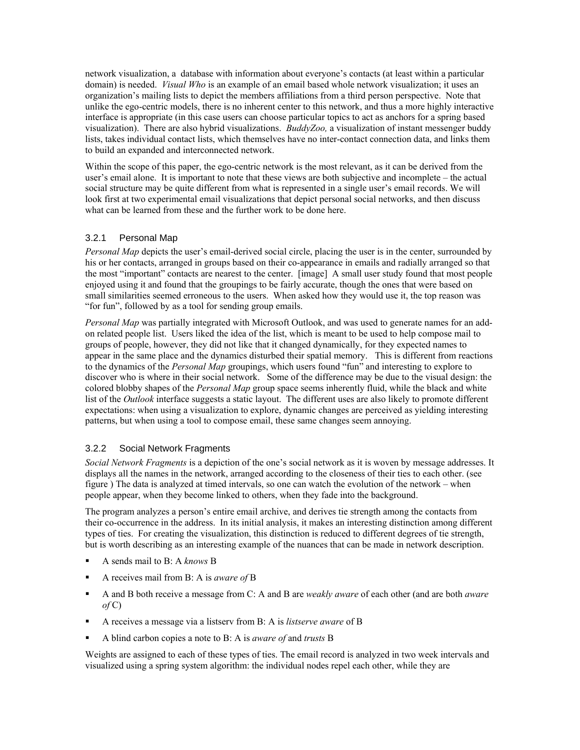network visualization, a database with information about everyone's contacts (at least within a particular domain) is needed. *Visual Who* is an example of an email based whole network visualization; it uses an organization's mailing lists to depict the members affiliations from a third person perspective. Note that unlike the ego-centric models, there is no inherent center to this network, and thus a more highly interactive interface is appropriate (in this case users can choose particular topics to act as anchors for a spring based visualization). There are also hybrid visualizations. *BuddyZoo,* a visualization of instant messenger buddy lists, takes individual contact lists, which themselves have no inter-contact connection data, and links them to build an expanded and interconnected network.

Within the scope of this paper, the ego-centric network is the most relevant, as it can be derived from the user's email alone. It is important to note that these views are both subjective and incomplete – the actual social structure may be quite different from what is represented in a single user's email records. We will look first at two experimental email visualizations that depict personal social networks, and then discuss what can be learned from these and the further work to be done here.

### 3.2.1 Personal Map

*Personal Map* depicts the user's email-derived social circle, placing the user is in the center, surrounded by his or her contacts, arranged in groups based on their co-appearance in emails and radially arranged so that the most "important" contacts are nearest to the center. [image] A small user study found that most people enjoyed using it and found that the groupings to be fairly accurate, though the ones that were based on small similarities seemed erroneous to the users. When asked how they would use it, the top reason was "for fun", followed by as a tool for sending group emails.

*Personal Map* was partially integrated with Microsoft Outlook, and was used to generate names for an add-on related people list. Users liked the idea of the list, which is meant to be used to help compose mail to groups of people, however, they did not like that it changed dynamically, for they expected names to appear in the same place and the dynamics disturbed their spatial memory. This is different from reactions to the dynamics of the *Personal Map* groupings, which users found "fun" and interesting to explore to discover who is where in their social network. Some of the difference may be due to the visual design: the colored blobby shapes of the *Personal Map* group space seems inherently fluid, while the black and white list of the *Outlook* interface suggests a static layout. The different uses are also likely to promote different expectations: when using a visualization to explore, dynamic changes are perceived as yielding interesting patterns, but when using a tool to compose email, these same changes seem annoying.

### 3.2.2 Social Network Fragments

*Social Network Fragments* is a depiction of the one's social network as it is woven by message addresses. It displays all the names in the network, arranged according to the closeness of their ties to each other. (see figure ) The data is analyzed at timed intervals, so one can watch the evolution of the network – when people appear, when they become linked to others, when they fade into the background.

The program analyzes a person's entire email archive, and derives tie strength among the contacts from their co-occurrence in the address. In its initial analysis, it makes an interesting distinction among different types of ties. For creating the visualization, this distinction is reduced to different degrees of tie strength, but is worth describing as an interesting example of the nuances that can be made in network description.

- A sends mail to B: A *knows* B
- A receives mail from B: A is *aware of* B
- A and B both receive a message from C: A and B are *weakly aware* of each other (and are both *aware of* C)
- A receives a message via a listserv from B: A is *listserve aware* of B
- A blind carbon copies a note to B: A is *aware of* and *trusts* B

Weights are assigned to each of these types of ties. The email record is analyzed in two week intervals and visualized using a spring system algorithm: the individual nodes repel each other, while they are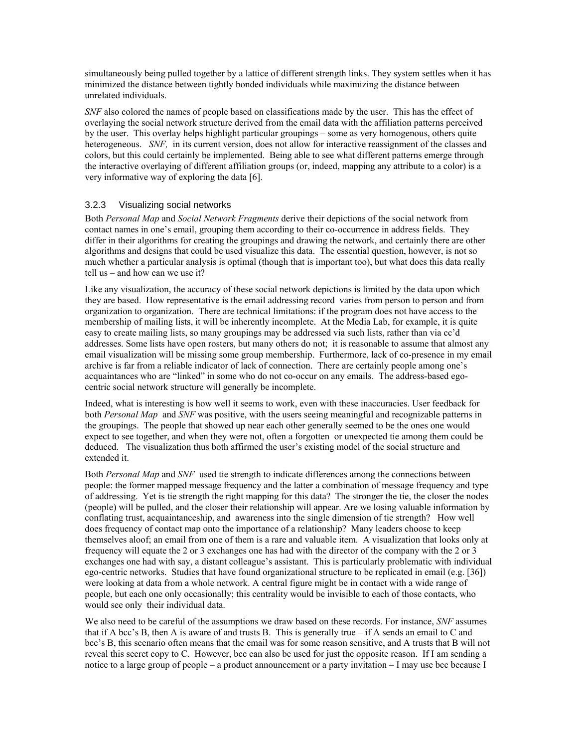simultaneously being pulled together by a lattice of different strength links. They system settles when it has minimized the distance between tightly bonded individuals while maximizing the distance between unrelated individuals.

*SNF* also colored the names of people based on classifications made by the user. This has the effect of overlaying the social network structure derived from the email data with the affiliation patterns perceived by the user. This overlay helps highlight particular groupings – some as very homogenous, others quite heterogeneous. *SNF,* in its current version, does not allow for interactive reassignment of the classes and colors, but this could certainly be implemented. Being able to see what different patterns emerge through the interactive overlaying of different affiliation groups (or, indeed, mapping any attribute to a color) is a very informative way of exploring the data [6].

### 3.2.3 Visualizing social networks

Both *Personal Map* and *Social Network Fragments* derive their depictions of the social network from contact names in one's email, grouping them according to their co-occurrence in address fields. They differ in their algorithms for creating the groupings and drawing the network, and certainly there are other algorithms and designs that could be used visualize this data. The essential question, however, is not so much whether a particular analysis is optimal (though that is important too), but what does this data really tell us – and how can we use it?

Like any visualization, the accuracy of these social network depictions is limited by the data upon which they are based. How representative is the email addressing record varies from person to person and from organization to organization. There are technical limitations: if the program does not have access to the membership of mailing lists, it will be inherently incomplete. At the Media Lab, for example, it is quite easy to create mailing lists, so many groupings may be addressed via such lists, rather than via cc'd addresses. Some lists have open rosters, but many others do not; it is reasonable to assume that almost any email visualization will be missing some group membership. Furthermore, lack of co-presence in my email archive is far from a reliable indicator of lack of connection. There are certainly people among one's acquaintances who are "linked" in some who do not co-occur on any emails. The address-based ego-centric social network structure will generally be incomplete.

Indeed, what is interesting is how well it seems to work, even with these inaccuracies. User feedback for both *Personal Map* and *SNF* was positive, with the users seeing meaningful and recognizable patterns in the groupings. The people that showed up near each other generally seemed to be the ones one would expect to see together, and when they were not, often a forgotten or unexpected tie among them could be deduced. The visualization thus both affirmed the user's existing model of the social structure and extended it.

Both *Personal Map* and *SNF* used tie strength to indicate differences among the connections between people: the former mapped message frequency and the latter a combination of message frequency and type of addressing. Yet is tie strength the right mapping for this data? The stronger the tie, the closer the nodes (people) will be pulled, and the closer their relationship will appear. Are we losing valuable information by conflating trust, acquaintanceship, and awareness into the single dimension of tie strength? How well does frequency of contact map onto the importance of a relationship? Many leaders choose to keep themselves aloof; an email from one of them is a rare and valuable item. A visualization that looks only at frequency will equate the 2 or 3 exchanges one has had with the director of the company with the 2 or 3 exchanges one had with say, a distant colleague's assistant. This is particularly problematic with individual ego-centric networks. Studies that have found organizational structure to be replicated in email (e.g. [36]) were looking at data from a whole network. A central figure might be in contact with a wide range of people, but each one only occasionally; this centrality would be invisible to each of those contacts, who would see only their individual data.

We also need to be careful of the assumptions we draw based on these records. For instance, *SNF* assumes that if A bcc's B, then A is aware of and trusts B. This is generally true – if A sends an email to C and bcc's B, this scenario often means that the email was for some reason sensitive, and A trusts that B will not reveal this secret copy to C. However, bcc can also be used for just the opposite reason. If I am sending a notice to a large group of people – a product announcement or a party invitation – I may use bcc because I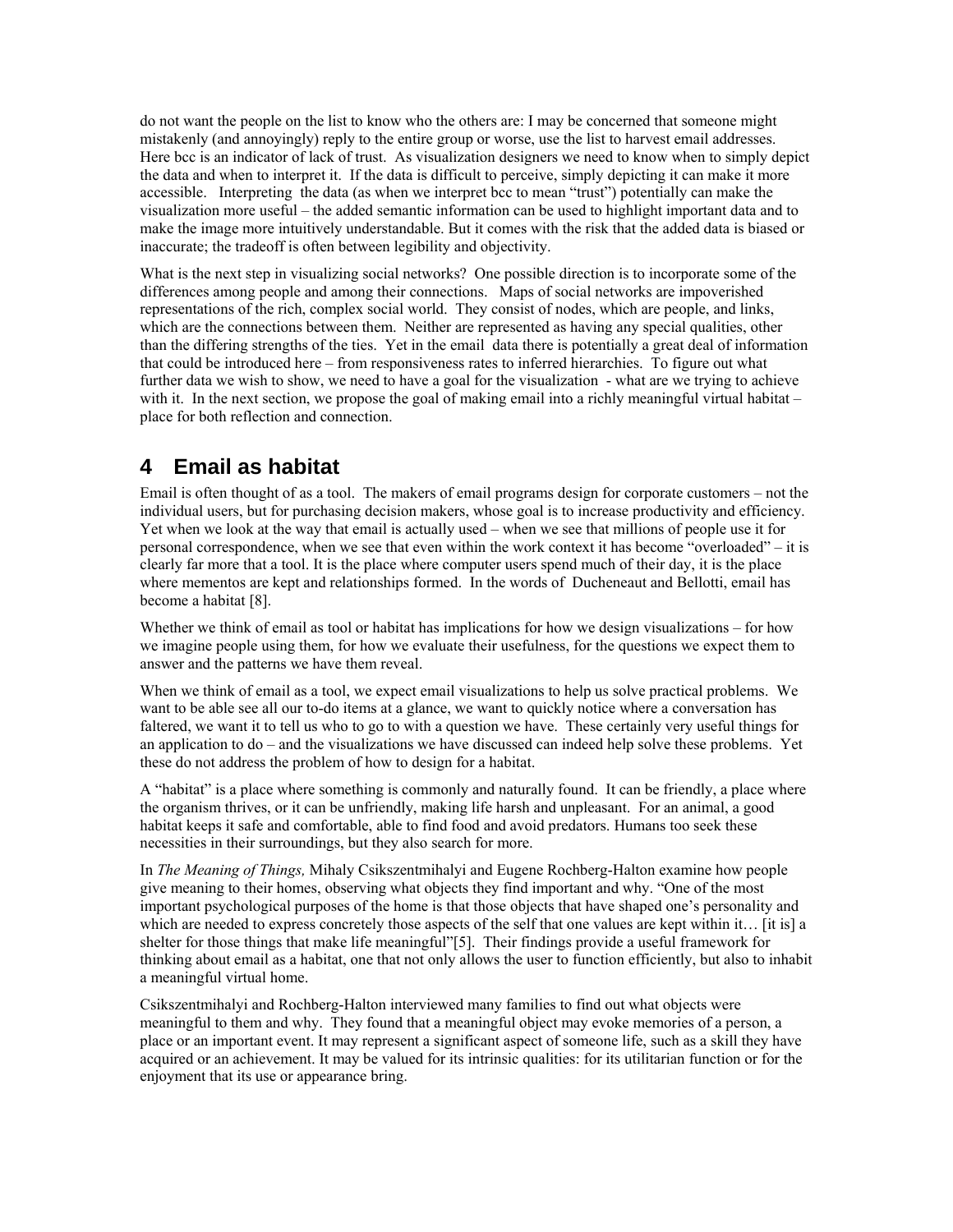do not want the people on the list to know who the others are: I may be concerned that someone might mistakenly (and annoyingly) reply to the entire group or worse, use the list to harvest email addresses. Here bcc is an indicator of lack of trust. As visualization designers we need to know when to simply depict the data and when to interpret it. If the data is difficult to perceive, simply depicting it can make it more accessible. Interpreting the data (as when we interpret bcc to mean "trust") potentially can make the visualization more useful – the added semantic information can be used to highlight important data and to make the image more intuitively understandable. But it comes with the risk that the added data is biased or inaccurate; the tradeoff is often between legibility and objectivity.

What is the next step in visualizing social networks? One possible direction is to incorporate some of the differences among people and among their connections. Maps of social networks are impoverished representations of the rich, complex social world. They consist of nodes, which are people, and links, which are the connections between them. Neither are represented as having any special qualities, other than the differing strengths of the ties. Yet in the email data there is potentially a great deal of information that could be introduced here – from responsiveness rates to inferred hierarchies. To figure out what further data we wish to show, we need to have a goal for the visualization - what are we trying to achieve with it. In the next section, we propose the goal of making email into a richly meaningful virtual habitat – place for both reflection and connection.

## 4 Email as habitat

Email is often thought of as a tool. The makers of email programs design for corporate customers – not the individual users, but for purchasing decision makers, whose goal is to increase productivity and efficiency. Yet when we look at the way that email is actually used – when we see that millions of people use it for personal correspondence, when we see that even within the work context it has become "overloaded" – it is clearly far more that a tool. It is the place where computer users spend much of their day, it is the place where mementos are kept and relationships formed. In the words of Ducheneaut and Bellotti, email has become a habitat [8].

Whether we think of email as tool or habitat has implications for how we design visualizations – for how we imagine people using them, for how we evaluate their usefulness, for the questions we expect them to answer and the patterns we have them reveal.

When we think of email as a tool, we expect email visualizations to help us solve practical problems. We want to be able see all our to-do items at a glance, we want to quickly notice where a conversation has faltered, we want it to tell us who to go to with a question we have. These certainly very useful things for an application to do – and the visualizations we have discussed can indeed help solve these problems. Yet these do not address the problem of how to design for a habitat.

A "habitat" is a place where something is commonly and naturally found. It can be friendly, a place where the organism thrives, or it can be unfriendly, making life harsh and unpleasant. For an animal, a good habitat keeps it safe and comfortable, able to find food and avoid predators. Humans too seek these necessities in their surroundings, but they also search for more.

In *The Meaning of Things,* Mihaly Csikszentmihalyi and Eugene Rochberg-Halton examine how people give meaning to their homes, observing what objects they find important and why. "One of the most important psychological purposes of the home is that those objects that have shaped one's personality and which are needed to express concretely those aspects of the self that one values are kept within it… [it is] a shelter for those things that make life meaningful"[5]. Their findings provide a useful framework for thinking about email as a habitat, one that not only allows the user to function efficiently, but also to inhabit a meaningful virtual home.

Csikszentmihalyi and Rochberg-Halton interviewed many families to find out what objects were meaningful to them and why. They found that a meaningful object may evoke memories of a person, a place or an important event. It may represent a significant aspect of someone life, such as a skill they have acquired or an achievement. It may be valued for its intrinsic qualities: for its utilitarian function or for the enjoyment that its use or appearance bring.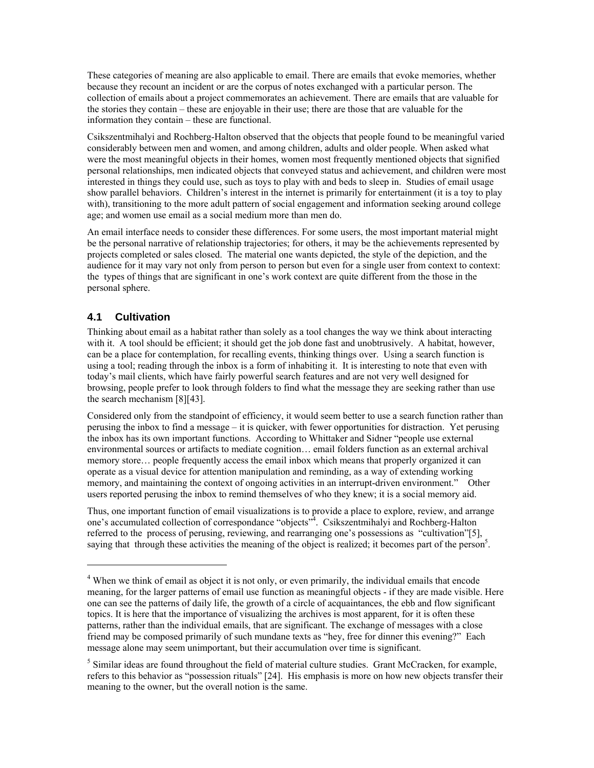These categories of meaning are also applicable to email. There are emails that evoke memories, whether because they recount an incident or are the corpus of notes exchanged with a particular person. The collection of emails about a project commemorates an achievement. There are emails that are valuable for the stories they contain – these are enjoyable in their use; there are those that are valuable for the information they contain – these are functional.

Csikszentmihalyi and Rochberg-Halton observed that the objects that people found to be meaningful varied considerably between men and women, and among children, adults and older people. When asked what were the most meaningful objects in their homes, women most frequently mentioned objects that signified personal relationships, men indicated objects that conveyed status and achievement, and children were most interested in things they could use, such as toys to play with and beds to sleep in. Studies of email usage show parallel behaviors. Children's interest in the internet is primarily for entertainment (it is a toy to play with), transitioning to the more adult pattern of social engagement and information seeking around college age; and women use email as a social medium more than men do.

An email interface needs to consider these differences. For some users, the most important material might be the personal narrative of relationship trajectories; for others, it may be the achievements represented by projects completed or sales closed. The material one wants depicted, the style of the depiction, and the audience for it may vary not only from person to person but even for a single user from context to context: the types of things that are significant in one's work context are quite different from the those in the personal sphere.

### 4.1 Cultivation

Thinking about email as a habitat rather than solely as a tool changes the way we think about interacting with it. A tool should be efficient; it should get the job done fast and unobtrusively. A habitat, however, can be a place for contemplation, for recalling events, thinking things over. Using a search function is using a tool; reading through the inbox is a form of inhabiting it. It is interesting to note that even with today's mail clients, which have fairly powerful search features and are not very well designed for browsing, people prefer to look through folders to find what the message they are seeking rather than use the search mechanism [8][43].

Considered only from the standpoint of efficiency, it would seem better to use a search function rather than perusing the inbox to find a message – it is quicker, with fewer opportunities for distraction. Yet perusing the inbox has its own important functions. According to Whittaker and Sidner "people use external environmental sources or artifacts to mediate cognition… email folders function as an external archival memory store… people frequently access the email inbox which means that properly organized it can operate as a visual device for attention manipulation and reminding, as a way of extending working memory, and maintaining the context of ongoing activities in an interrupt-driven environment." Other users reported perusing the inbox to remind themselves of who they knew; it is a social memory aid.

Thus, one important function of email visualizations is to provide a place to explore, review, and arrange one's accumulated collection of correspondance "objects"[4]. Csikszentmihalyi and Rochberg-Halton referred to the process of perusing, reviewing, and rearranging one's possessions as "cultivation"[5], saying that through these activities the meaning of the object is realized; it becomes part of the person[5].

---

[4] When we think of email as object it is not only, or even primarily, the individual emails that encode meaning, for the larger patterns of email use function as meaningful objects - if they are made visible. Here one can see the patterns of daily life, the growth of a circle of acquaintances, the ebb and flow significant topics. It is here that the importance of visualizing the archives is most apparent, for it is often these patterns, rather than the individual emails, that are significant. The exchange of messages with a close friend may be composed primarily of such mundane texts as "hey, free for dinner this evening?" Each message alone may seem unimportant, but their accumulation over time is significant.

[5] Similar ideas are found throughout the field of material culture studies. Grant McCracken, for example, refers to this behavior as "possession rituals" [24]. His emphasis is more on how new objects transfer their meaning to the owner, but the overall notion is the same.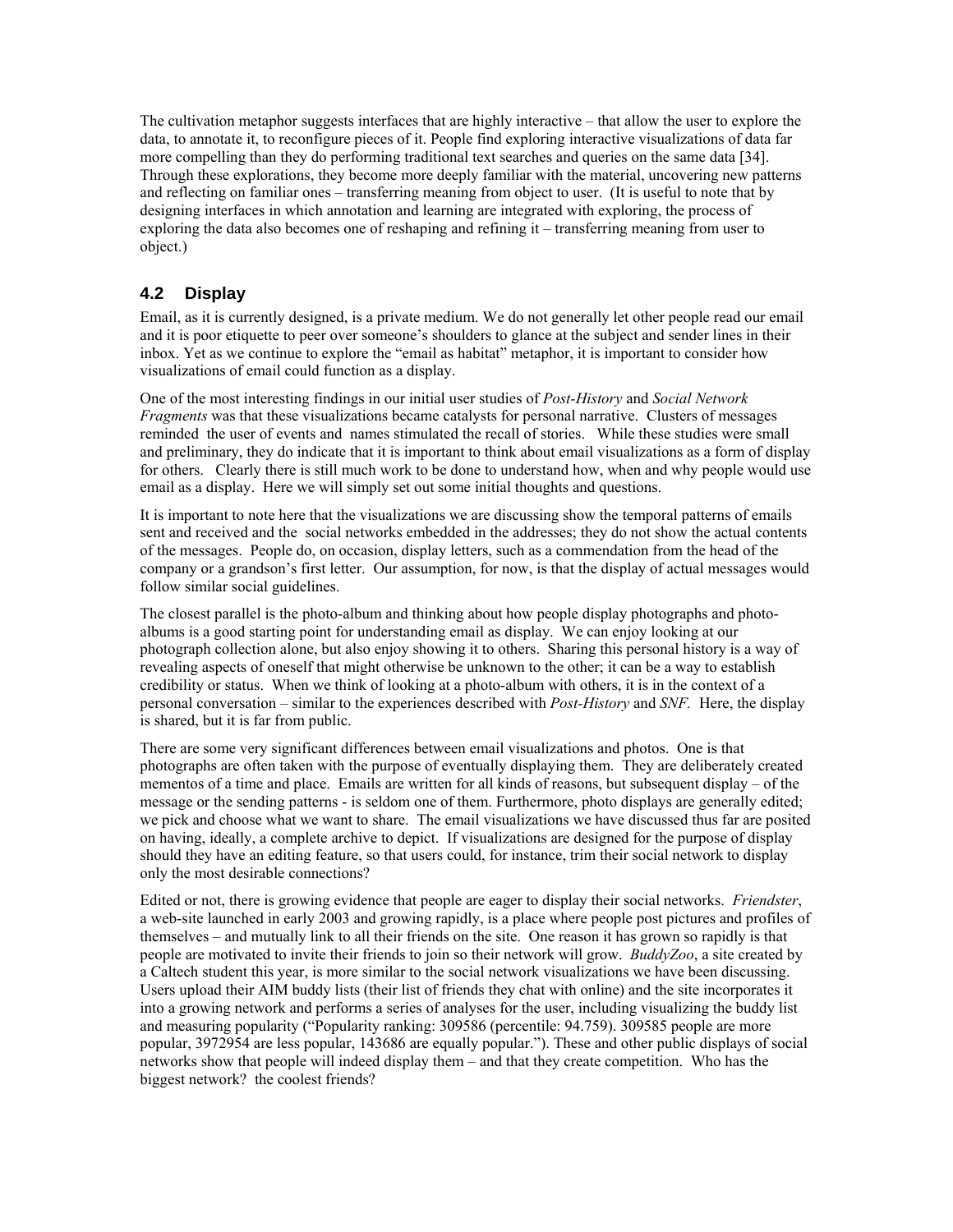The cultivation metaphor suggests interfaces that are highly interactive – that allow the user to explore the data, to annotate it, to reconfigure pieces of it. People find exploring interactive visualizations of data far more compelling than they do performing traditional text searches and queries on the same data [34]. Through these explorations, they become more deeply familiar with the material, uncovering new patterns and reflecting on familiar ones – transferring meaning from object to user. (It is useful to note that by designing interfaces in which annotation and learning are integrated with exploring, the process of exploring the data also becomes one of reshaping and refining it – transferring meaning from user to object.)

## 4.2 Display

Email, as it is currently designed, is a private medium. We do not generally let other people read our email and it is poor etiquette to peer over someone's shoulders to glance at the subject and sender lines in their inbox. Yet as we continue to explore the "email as habitat" metaphor, it is important to consider how visualizations of email could function as a display.

One of the most interesting findings in our initial user studies of *Post-History* and *Social Network Fragments* was that these visualizations became catalysts for personal narrative. Clusters of messages reminded the user of events and names stimulated the recall of stories. While these studies were small and preliminary, they do indicate that it is important to think about email visualizations as a form of display for others. Clearly there is still much work to be done to understand how, when and why people would use email as a display. Here we will simply set out some initial thoughts and questions.

It is important to note here that the visualizations we are discussing show the temporal patterns of emails sent and received and the social networks embedded in the addresses; they do not show the actual contents of the messages. People do, on occasion, display letters, such as a commendation from the head of the company or a grandson's first letter. Our assumption, for now, is that the display of actual messages would follow similar social guidelines.

The closest parallel is the photo-album and thinking about how people display photographs and photo-albums is a good starting point for understanding email as display. We can enjoy looking at our photograph collection alone, but also enjoy showing it to others. Sharing this personal history is a way of revealing aspects of oneself that might otherwise be unknown to the other; it can be a way to establish credibility or status. When we think of looking at a photo-album with others, it is in the context of a personal conversation – similar to the experiences described with *Post-History* and *SNF*. Here, the display is shared, but it is far from public.

There are some very significant differences between email visualizations and photos. One is that photographs are often taken with the purpose of eventually displaying them. They are deliberately created mementos of a time and place. Emails are written for all kinds of reasons, but subsequent display – of the message or the sending patterns - is seldom one of them. Furthermore, photo displays are generally edited; we pick and choose what we want to share. The email visualizations we have discussed thus far are posited on having, ideally, a complete archive to depict. If visualizations are designed for the purpose of display should they have an editing feature, so that users could, for instance, trim their social network to display only the most desirable connections?

Edited or not, there is growing evidence that people are eager to display their social networks. *Friendster*, a web-site launched in early 2003 and growing rapidly, is a place where people post pictures and profiles of themselves – and mutually link to all their friends on the site. One reason it has grown so rapidly is that people are motivated to invite their friends to join so their network will grow. *BuddyZoo*, a site created by a Caltech student this year, is more similar to the social network visualizations we have been discussing. Users upload their AIM buddy lists (their list of friends they chat with online) and the site incorporates it into a growing network and performs a series of analyses for the user, including visualizing the buddy list and measuring popularity ("Popularity ranking: 309586 (percentile: 94.759). 309585 people are more popular, 3972954 are less popular, 143686 are equally popular."). These and other public displays of social networks show that people will indeed display them – and that they create competition. Who has the biggest network? the coolest friends?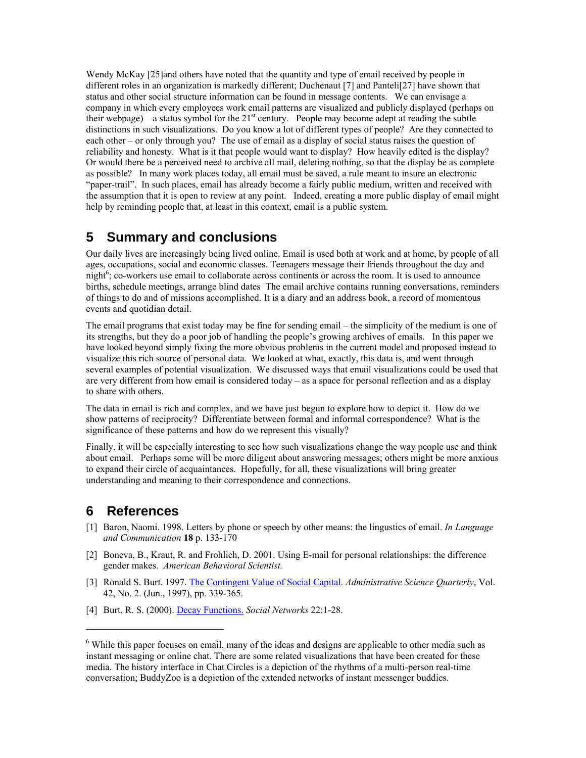Wendy McKay [25]and others have noted that the quantity and type of email received by people in different roles in an organization is markedly different; Duchenaut [7] and Panteli[27] have shown that status and other social structure information can be found in message contents. We can envisage a company in which every employees work email patterns are visualized and publicly displayed (perhaps on their webpage) – a status symbol for the 21st century. People may become adept at reading the subtle distinctions in such visualizations. Do you know a lot of different types of people? Are they connected to each other – or only through you? The use of email as a display of social status raises the question of reliability and honesty. What is it that people would want to display? How heavily edited is the display? Or would there be a perceived need to archive all mail, deleting nothing, so that the display be as complete as possible? In many work places today, all email must be saved, a rule meant to insure an electronic "paper-trail". In such places, email has already become a fairly public medium, written and received with the assumption that it is open to review at any point. Indeed, creating a more public display of email might help by reminding people that, at least in this context, email is a public system.

## 5 Summary and conclusions

Our daily lives are increasingly being lived online. Email is used both at work and at home, by people of all ages, occupations, social and economic classes. Teenagers message their friends throughout the day and night[6]; co-workers use email to collaborate across continents or across the room. It is used to announce births, schedule meetings, arrange blind dates The email archive contains running conversations, reminders of things to do and of missions accomplished. It is a diary and an address book, a record of momentous events and quotidian detail.

The email programs that exist today may be fine for sending email – the simplicity of the medium is one of its strengths, but they do a poor job of handling the people's growing archives of emails. In this paper we have looked beyond simply fixing the more obvious problems in the current model and proposed instead to visualize this rich source of personal data. We looked at what, exactly, this data is, and went through several examples of potential visualization. We discussed ways that email visualizations could be used that are very different from how email is considered today – as a space for personal reflection and as a display to share with others.

The data in email is rich and complex, and we have just begun to explore how to depict it. How do we show patterns of reciprocity? Differentiate between formal and informal correspondence? What is the significance of these patterns and how do we represent this visually?

Finally, it will be especially interesting to see how such visualizations change the way people use and think about email. Perhaps some will be more diligent about answering messages; others might be more anxious to expand their circle of acquaintances. Hopefully, for all, these visualizations will bring greater understanding and meaning to their correspondence and connections.

## 6 References

[1] Baron, Naomi. 1998. Letters by phone or speech by other means: the lingustics of email. *In Language and Communication* **18** p. 133-170

[2] Boneva, B., Kraut, R. and Frohlich, D. 2001. Using E-mail for personal relationships: the difference gender makes. *American Behavioral Scientist.*

[3] Ronald S. Burt. 1997. The Contingent Value of Social Capital. *Administrative Science Quarterly*, Vol. 42, No. 2. (Jun., 1997), pp. 339-365.

[4] Burt, R. S. (2000). Decay Functions. *Social Networks* 22:1-28.

---

[6] While this paper focuses on email, many of the ideas and designs are applicable to other media such as instant messaging or online chat. There are some related visualizations that have been created for these media. The history interface in Chat Circles is a depiction of the rhythms of a multi-person real-time conversation; BuddyZoo is a depiction of the extended networks of instant messenger buddies.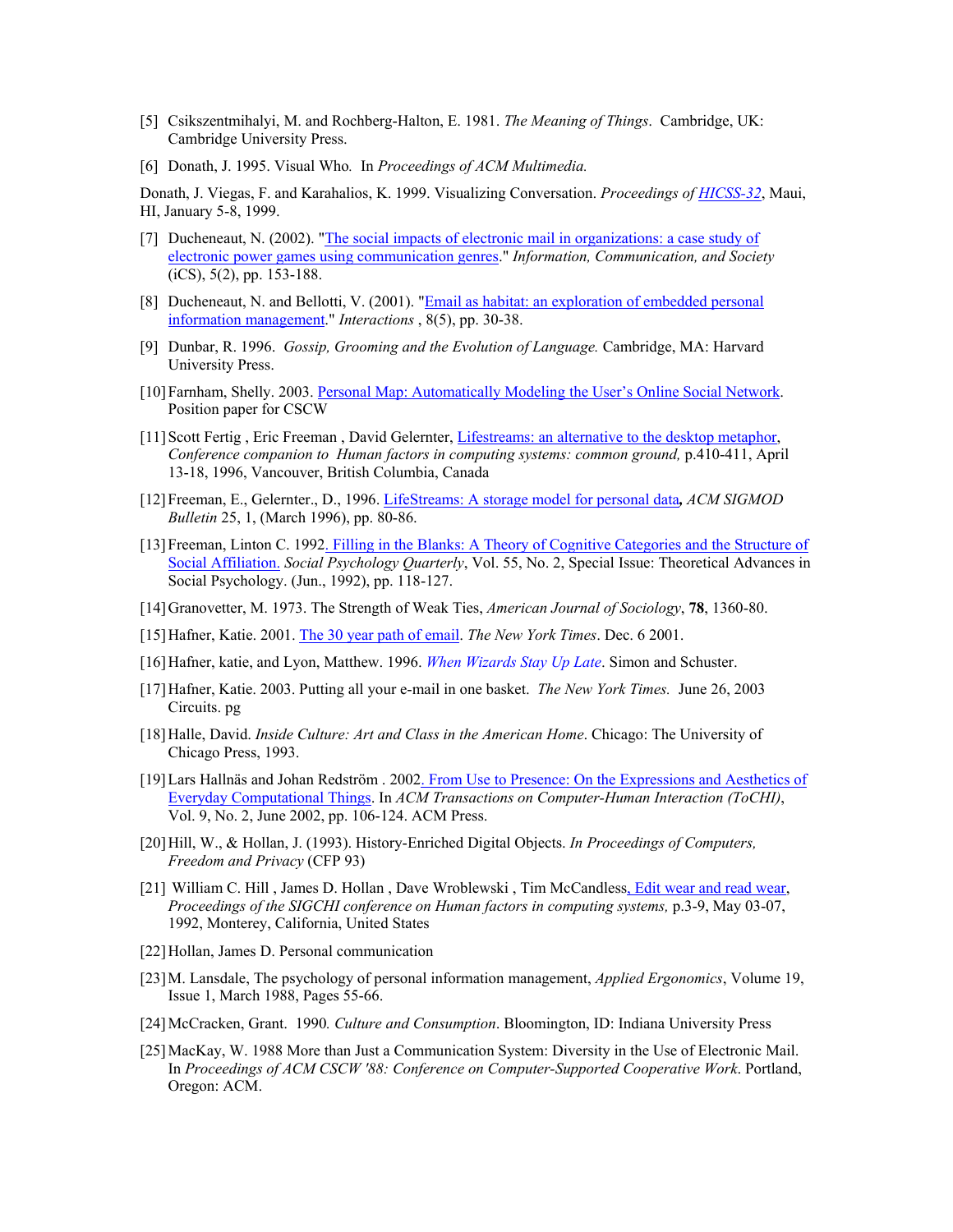[5] Csikszentmihalyi, M. and Rochberg-Halton, E. 1981. *The Meaning of Things*. Cambridge, UK: Cambridge University Press.

[6] Donath, J. 1995. Visual Who. In *Proceedings of ACM Multimedia.*

Donath, J. Viegas, F. and Karahalios, K. 1999. Visualizing Conversation. *Proceedings of HICSS-32*, Maui, HI, January 5-8, 1999.

[7] Ducheneaut, N. (2002). "The social impacts of electronic mail in organizations: a case study of electronic power games using communication genres." *Information, Communication, and Society* (iCS), 5(2), pp. 153-188.

[8] Ducheneaut, N. and Bellotti, V. (2001). "Email as habitat: an exploration of embedded personal information management." *Interactions* , 8(5), pp. 30-38.

[9] Dunbar, R. 1996. *Gossip, Grooming and the Evolution of Language.* Cambridge, MA: Harvard University Press.

[10] Farnham, Shelly. 2003. Personal Map: Automatically Modeling the User's Online Social Network. Position paper for CSCW

[11] Scott Fertig , Eric Freeman , David Gelernter, Lifestreams: an alternative to the desktop metaphor, *Conference companion to Human factors in computing systems: common ground,* p.410-411, April 13-18, 1996, Vancouver, British Columbia, Canada

[12] Freeman, E., Gelernter., D., 1996. LifeStreams: A storage model for personal data**,** *ACM SIGMOD Bulletin* 25, 1, (March 1996), pp. 80-86.

[13] Freeman, Linton C. 1992. Filling in the Blanks: A Theory of Cognitive Categories and the Structure of Social Affiliation. *Social Psychology Quarterly*, Vol. 55, No. 2, Special Issue: Theoretical Advances in Social Psychology. (Jun., 1992), pp. 118-127.

[14] Granovetter, M. 1973. The Strength of Weak Ties, *American Journal of Sociology*, **78**, 1360-80.

[15] Hafner, Katie. 2001. The 30 year path of email. *The New York Times*. Dec. 6 2001.

[16] Hafner, katie, and Lyon, Matthew. 1996. *When Wizards Stay Up Late*. Simon and Schuster.

[17] Hafner, Katie. 2003. Putting all your e-mail in one basket. *The New York Times.* June 26, 2003 Circuits. pg

[18] Halle, David. *Inside Culture: Art and Class in the American Home*. Chicago: The University of Chicago Press, 1993.

[19] Lars Hallnäs and Johan Redström . 2002. From Use to Presence: On the Expressions and Aesthetics of Everyday Computational Things. In *ACM Transactions on Computer-Human Interaction (ToCHI)*, Vol. 9, No. 2, June 2002, pp. 106-124. ACM Press.

[20] Hill, W., & Hollan, J. (1993). History-Enriched Digital Objects. *In Proceedings of Computers, Freedom and Privacy* (CFP 93)

[21] William C. Hill , James D. Hollan , Dave Wroblewski , Tim McCandless, Edit wear and read wear, *Proceedings of the SIGCHI conference on Human factors in computing systems,* p.3-9, May 03-07, 1992, Monterey, California, United States

[22] Hollan, James D. Personal communication

[23] M. Lansdale, The psychology of personal information management, *Applied Ergonomics*, Volume 19, Issue 1, March 1988, Pages 55-66.

[24] McCracken, Grant. 1990*. Culture and Consumption*. Bloomington, ID: Indiana University Press

[25] MacKay, W. 1988 More than Just a Communication System: Diversity in the Use of Electronic Mail. In *Proceedings of ACM CSCW '88: Conference on Computer-Supported Cooperative Work*. Portland, Oregon: ACM.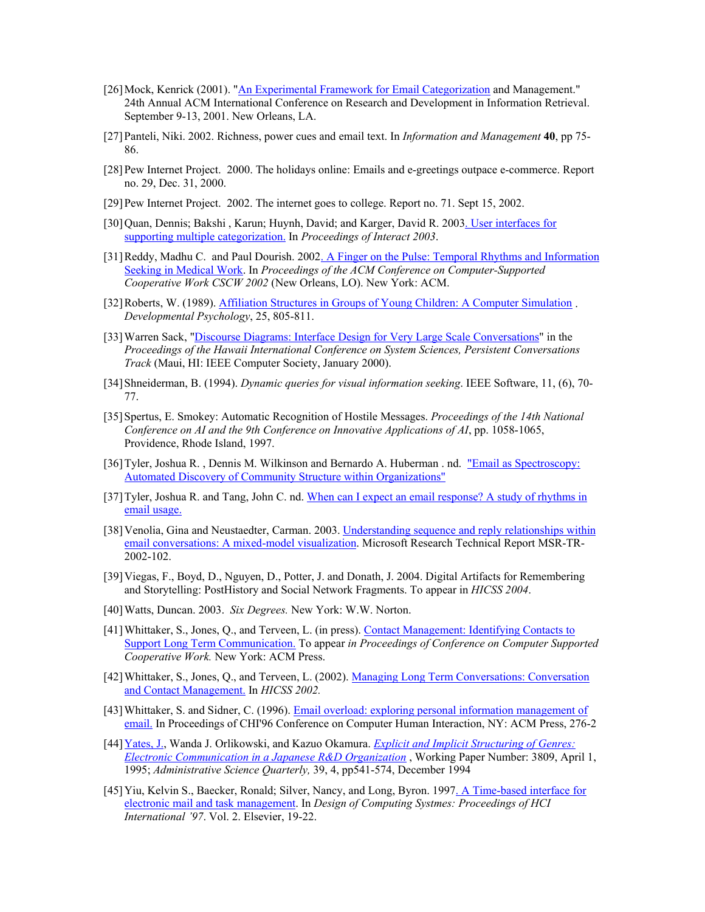[26] Mock, Kenrick (2001). "An Experimental Framework for Email Categorization and Management." 24th Annual ACM International Conference on Research and Development in Information Retrieval. September 9-13, 2001. New Orleans, LA.

[27] Panteli, Niki. 2002. Richness, power cues and email text. In *Information and Management* **40**, pp 75-86.

[28] Pew Internet Project. 2000. The holidays online: Emails and e-greetings outpace e-commerce. Report no. 29, Dec. 31, 2000.

[29] Pew Internet Project. 2002. The internet goes to college. Report no. 71. Sept 15, 2002.

[30] Quan, Dennis; Bakshi , Karun; Huynh, David; and Karger, David R. 2003. User interfaces for supporting multiple categorization. In *Proceedings of Interact 2003*.

[31] Reddy, Madhu C. and Paul Dourish. 2002. A Finger on the Pulse: Temporal Rhythms and Information Seeking in Medical Work. In *Proceedings of the ACM Conference on Computer-Supported Cooperative Work CSCW 2002* (New Orleans, LO). New York: ACM.

[32] Roberts, W. (1989). Affiliation Structures in Groups of Young Children: A Computer Simulation . *Developmental Psychology*, 25, 805-811.

[33] Warren Sack, "Discourse Diagrams: Interface Design for Very Large Scale Conversations" in the *Proceedings of the Hawaii International Conference on System Sciences, Persistent Conversations Track* (Maui, HI: IEEE Computer Society, January 2000).

[34] Shneiderman, B. (1994). *Dynamic queries for visual information seeking*. IEEE Software, 11, (6), 70-77.

[35] Spertus, E. Smokey: Automatic Recognition of Hostile Messages. *Proceedings of the 14th National Conference on AI and the 9th Conference on Innovative Applications of AI*, pp. 1058-1065, Providence, Rhode Island, 1997.

[36] Tyler, Joshua R. , Dennis M. Wilkinson and Bernardo A. Huberman . nd. "Email as Spectroscopy: Automated Discovery of Community Structure within Organizations"

[37] Tyler, Joshua R. and Tang, John C. nd. When can I expect an email response? A study of rhythms in email usage.

[38] Venolia, Gina and Neustaedter, Carman. 2003. Understanding sequence and reply relationships within email conversations: A mixed-model visualization. Microsoft Research Technical Report MSR-TR-2002-102.

[39] Viegas, F., Boyd, D., Nguyen, D., Potter, J. and Donath, J. 2004. Digital Artifacts for Remembering and Storytelling: PostHistory and Social Network Fragments. To appear in *HICSS 2004*.

[40] Watts, Duncan. 2003. *Six Degrees.* New York: W.W. Norton.

[41] Whittaker, S., Jones, Q., and Terveen, L. (in press). Contact Management: Identifying Contacts to Support Long Term Communication. To appear *in Proceedings of Conference on Computer Supported Cooperative Work.* New York: ACM Press.

[42] Whittaker, S., Jones, Q., and Terveen, L. (2002). Managing Long Term Conversations: Conversation and Contact Management. In *HICSS 2002.*

[43] Whittaker, S. and Sidner, C. (1996). Email overload: exploring personal information management of email. In Proceedings of CHI'96 Conference on Computer Human Interaction, NY: ACM Press, 276-2

[44] Yates, J., Wanda J. Orlikowski, and Kazuo Okamura. *Explicit and Implicit Structuring of Genres: Electronic Communication in a Japanese R&D Organization* , Working Paper Number: 3809, April 1, 1995; *Administrative Science Quarterly,* 39, 4, pp541-574, December 1994

[45] Yiu, Kelvin S., Baecker, Ronald; Silver, Nancy, and Long, Byron. 1997. A Time-based interface for electronic mail and task management. In *Design of Computing Systmes: Proceedings of HCI International '97*. Vol. 2. Elsevier, 19-22.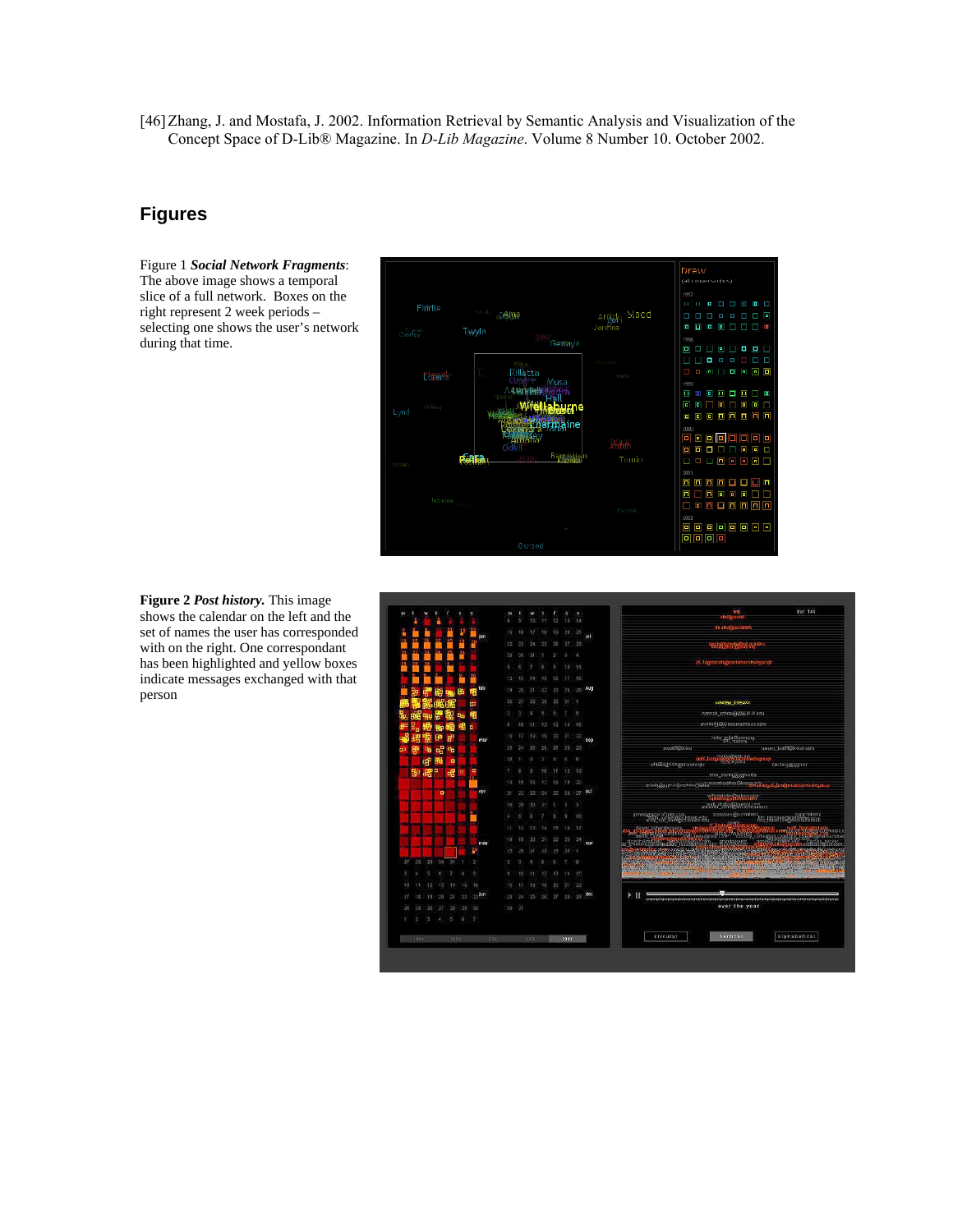[46] Zhang, J. and Mostafa, J. 2002. Information Retrieval by Semantic Analysis and Visualization of the Concept Space of D-Lib® Magazine. In *D-Lib Magazine*. Volume 8 Number 10. October 2002.

## Figures

Figure 1 ***Social Network Fragments***: The above image shows a temporal slice of a full network. Boxes on the right represent 2 week periods – selecting one shows the user's network during that time.

**Figure 2** ***Post history.*** This image shows the calendar on the left and the set of names the user has corresponded with on the right. One correspondant has been highlighted and yellow boxes indicate messages exchanged with that person